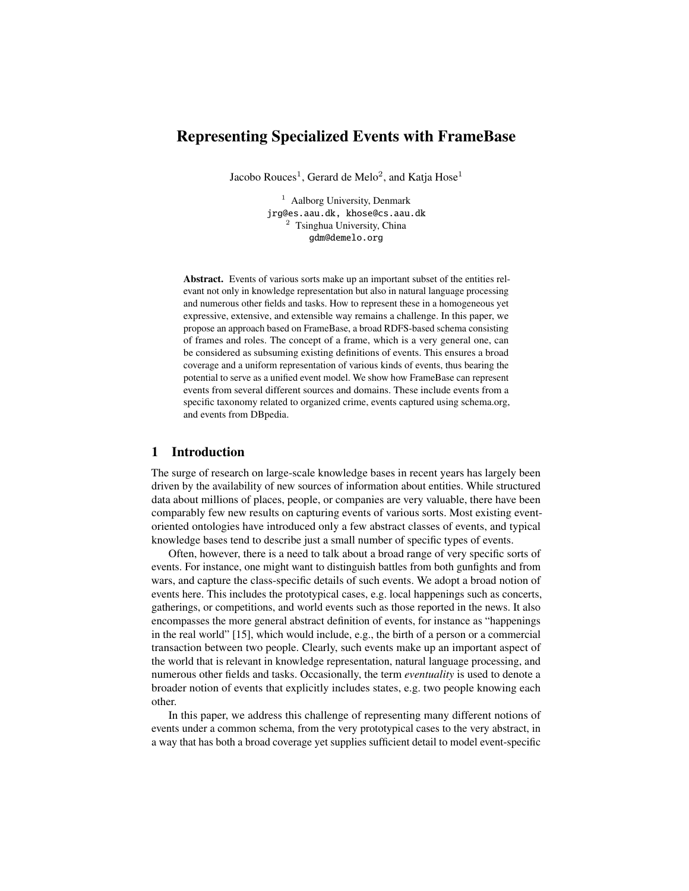# Representing Specialized Events with FrameBase

Jacobo Rouces[1], Gerard de Melo[2], and Katja Hose[1]

[1] Aalborg University, Denmark
jrg@es.aau.dk, khose@cs.aau.dk
[2] Tsinghua University, China
gdm@demelo.org

**Abstract.** Events of various sorts make up an important subset of the entities relevant not only in knowledge representation but also in natural language processing and numerous other fields and tasks. How to represent these in a homogeneous yet expressive, extensive, and extensible way remains a challenge. In this paper, we propose an approach based on FrameBase, a broad RDFS-based schema consisting of frames and roles. The concept of a frame, which is a very general one, can be considered as subsuming existing definitions of events. This ensures a broad coverage and a uniform representation of various kinds of events, thus bearing the potential to serve as a unified event model. We show how FrameBase can represent events from several different sources and domains. These include events from a specific taxonomy related to organized crime, events captured using schema.org, and events from DBpedia.

## 1 Introduction

The surge of research on large-scale knowledge bases in recent years has largely been driven by the availability of new sources of information about entities. While structured data about millions of places, people, or companies are very valuable, there have been comparably few new results on capturing events of various sorts. Most existing event-oriented ontologies have introduced only a few abstract classes of events, and typical knowledge bases tend to describe just a small number of specific types of events.

Often, however, there is a need to talk about a broad range of very specific sorts of events. For instance, one might want to distinguish battles from both gunfights and from wars, and capture the class-specific details of such events. We adopt a broad notion of events here. This includes the prototypical cases, e.g. local happenings such as concerts, gatherings, or competitions, and world events such as those reported in the news. It also encompasses the more general abstract definition of events, for instance as "happenings in the real world" [15], which would include, e.g., the birth of a person or a commercial transaction between two people. Clearly, such events make up an important aspect of the world that is relevant in knowledge representation, natural language processing, and numerous other fields and tasks. Occasionally, the term *eventuality* is used to denote a broader notion of events that explicitly includes states, e.g. two people knowing each other.

In this paper, we address this challenge of representing many different notions of events under a common schema, from the very prototypical cases to the very abstract, in a way that has both a broad coverage yet supplies sufficient detail to model event-specific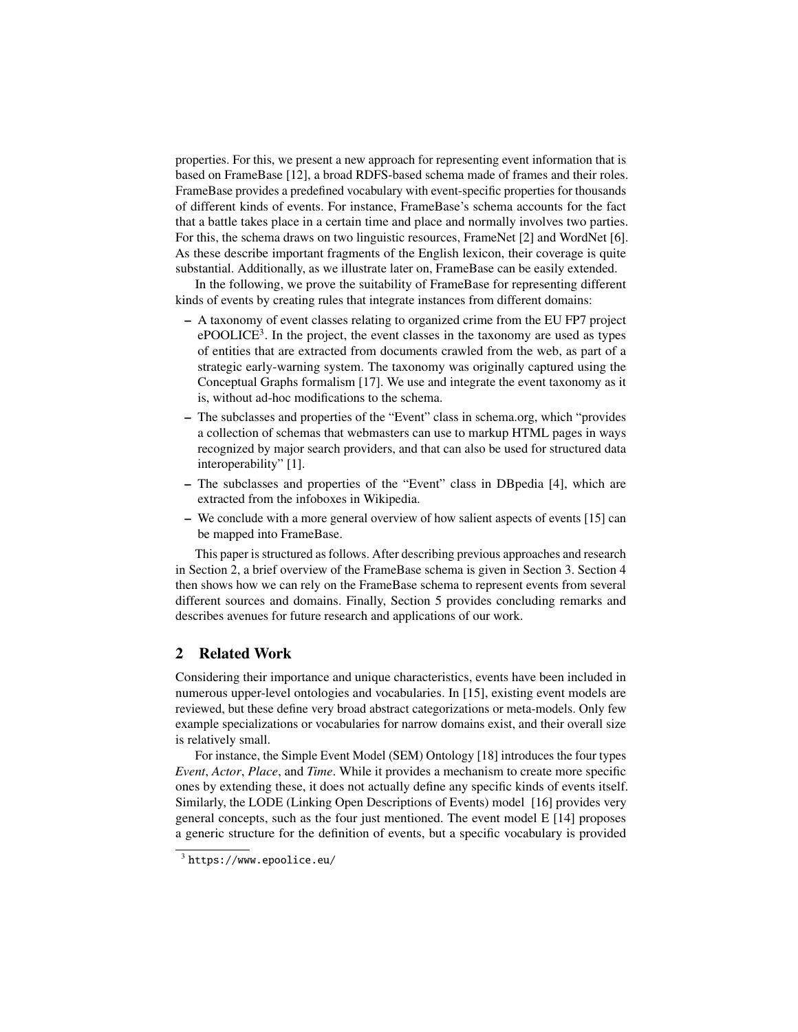properties. For this, we present a new approach for representing event information that is based on FrameBase [12], a broad RDFS-based schema made of frames and their roles. FrameBase provides a predefined vocabulary with event-specific properties for thousands of different kinds of events. For instance, FrameBase's schema accounts for the fact that a battle takes place in a certain time and place and normally involves two parties. For this, the schema draws on two linguistic resources, FrameNet [2] and WordNet [6]. As these describe important fragments of the English lexicon, their coverage is quite substantial. Additionally, as we illustrate later on, FrameBase can be easily extended.

In the following, we prove the suitability of FrameBase for representing different kinds of events by creating rules that integrate instances from different domains:

- A taxonomy of event classes relating to organized crime from the EU FP7 project ePOOLICE[3]. In the project, the event classes in the taxonomy are used as types of entities that are extracted from documents crawled from the web, as part of a strategic early-warning system. The taxonomy was originally captured using the Conceptual Graphs formalism [17]. We use and integrate the event taxonomy as it is, without ad-hoc modifications to the schema.
- The subclasses and properties of the "Event" class in schema.org, which "provides a collection of schemas that webmasters can use to markup HTML pages in ways recognized by major search providers, and that can also be used for structured data interoperability" [1].
- The subclasses and properties of the "Event" class in DBpedia [4], which are extracted from the infoboxes in Wikipedia.
- We conclude with a more general overview of how salient aspects of events [15] can be mapped into FrameBase.

This paper is structured as follows. After describing previous approaches and research in Section 2, a brief overview of the FrameBase schema is given in Section 3. Section 4 then shows how we can rely on the FrameBase schema to represent events from several different sources and domains. Finally, Section 5 provides concluding remarks and describes avenues for future research and applications of our work.

## 2 Related Work

Considering their importance and unique characteristics, events have been included in numerous upper-level ontologies and vocabularies. In [15], existing event models are reviewed, but these define very broad abstract categorizations or meta-models. Only few example specializations or vocabularies for narrow domains exist, and their overall size is relatively small.

For instance, the Simple Event Model (SEM) Ontology [18] introduces the four types *Event*, *Actor*, *Place*, and *Time*. While it provides a mechanism to create more specific ones by extending these, it does not actually define any specific kinds of events itself. Similarly, the LODE (Linking Open Descriptions of Events) model [16] provides very general concepts, such as the four just mentioned. The event model E [14] proposes a generic structure for the definition of events, but a specific vocabulary is provided

[3] https://www.epoolice.eu/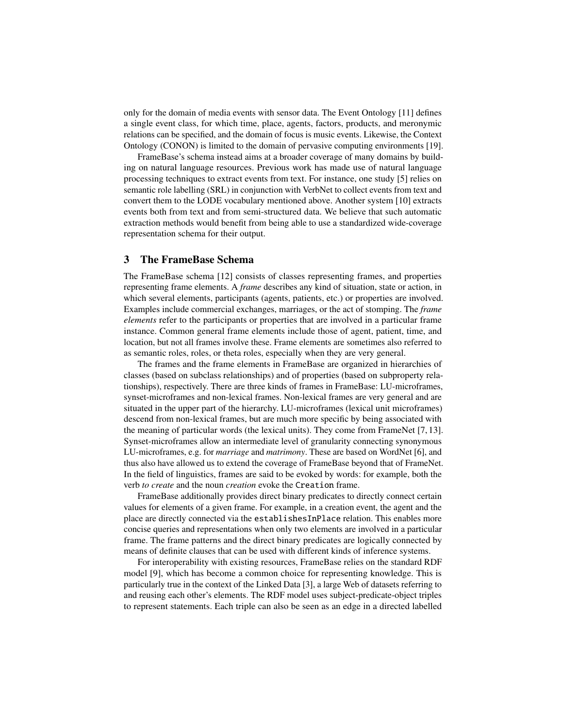only for the domain of media events with sensor data. The Event Ontology [11] defines a single event class, for which time, place, agents, factors, products, and meronymic relations can be specified, and the domain of focus is music events. Likewise, the Context Ontology (CONON) is limited to the domain of pervasive computing environments [19].

FrameBase's schema instead aims at a broader coverage of many domains by building on natural language resources. Previous work has made use of natural language processing techniques to extract events from text. For instance, one study [5] relies on semantic role labelling (SRL) in conjunction with VerbNet to collect events from text and convert them to the LODE vocabulary mentioned above. Another system [10] extracts events both from text and from semi-structured data. We believe that such automatic extraction methods would benefit from being able to use a standardized wide-coverage representation schema for their output.

## 3 The FrameBase Schema

The FrameBase schema [12] consists of classes representing frames, and properties representing frame elements. A *frame* describes any kind of situation, state or action, in which several elements, participants (agents, patients, etc.) or properties are involved. Examples include commercial exchanges, marriages, or the act of stomping. The *frame elements* refer to the participants or properties that are involved in a particular frame instance. Common general frame elements include those of agent, patient, time, and location, but not all frames involve these. Frame elements are sometimes also referred to as semantic roles, roles, or theta roles, especially when they are very general.

The frames and the frame elements in FrameBase are organized in hierarchies of classes (based on subclass relationships) and of properties (based on subproperty relationships), respectively. There are three kinds of frames in FrameBase: LU-microframes, synset-microframes and non-lexical frames. Non-lexical frames are very general and are situated in the upper part of the hierarchy. LU-microframes (lexical unit microframes) descend from non-lexical frames, but are much more specific by being associated with the meaning of particular words (the lexical units). They come from FrameNet [7, 13]. Synset-microframes allow an intermediate level of granularity connecting synonymous LU-microframes, e.g. for *marriage* and *matrimony*. These are based on WordNet [6], and thus also have allowed us to extend the coverage of FrameBase beyond that of FrameNet. In the field of linguistics, frames are said to be evoked by words: for example, both the verb *to create* and the noun *creation* evoke the `Creation` frame.

FrameBase additionally provides direct binary predicates to directly connect certain values for elements of a given frame. For example, in a creation event, the agent and the place are directly connected via the `establishesInPlace` relation. This enables more concise queries and representations when only two elements are involved in a particular frame. The frame patterns and the direct binary predicates are logically connected by means of definite clauses that can be used with different kinds of inference systems.

For interoperability with existing resources, FrameBase relies on the standard RDF model [9], which has become a common choice for representing knowledge. This is particularly true in the context of the Linked Data [3], a large Web of datasets referring to and reusing each other's elements. The RDF model uses subject-predicate-object triples to represent statements. Each triple can also be seen as an edge in a directed labelled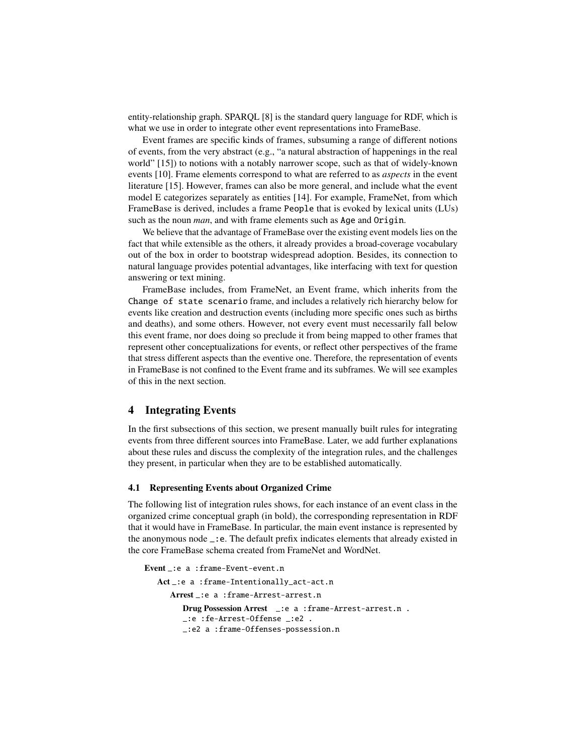entity-relationship graph. SPARQL [8] is the standard query language for RDF, which is what we use in order to integrate other event representations into FrameBase.

Event frames are specific kinds of frames, subsuming a range of different notions of events, from the very abstract (e.g., "a natural abstraction of happenings in the real world" [15]) to notions with a notably narrower scope, such as that of widely-known events [10]. Frame elements correspond to what are referred to as *aspects* in the event literature [15]. However, frames can also be more general, and include what the event model E categorizes separately as entities [14]. For example, FrameNet, from which FrameBase is derived, includes a frame `People` that is evoked by lexical units (LUs) such as the noun *man*, and with frame elements such as `Age` and `Origin`.

We believe that the advantage of FrameBase over the existing event models lies on the fact that while extensible as the others, it already provides a broad-coverage vocabulary out of the box in order to bootstrap widespread adoption. Besides, its connection to natural language provides potential advantages, like interfacing with text for question answering or text mining.

FrameBase includes, from FrameNet, an Event frame, which inherits from the `Change of state scenario` frame, and includes a relatively rich hierarchy below for events like creation and destruction events (including more specific ones such as births and deaths), and some others. However, not every event must necessarily fall below this event frame, nor does doing so preclude it from being mapped to other frames that represent other conceptualizations for events, or reflect other perspectives of the frame that stress different aspects than the eventive one. Therefore, the representation of events in FrameBase is not confined to the Event frame and its subframes. We will see examples of this in the next section.

## 4 Integrating Events

In the first subsections of this section, we present manually built rules for integrating events from three different sources into FrameBase. Later, we add further explanations about these rules and discuss the complexity of the integration rules, and the challenges they present, in particular when they are to be established automatically.

### 4.1 Representing Events about Organized Crime

The following list of integration rules shows, for each instance of an event class in the organized crime conceptual graph (in bold), the corresponding representation in RDF that it would have in FrameBase. In particular, the main event instance is represented by the anonymous node `_:e`. The default prefix indicates elements that already existed in the core FrameBase schema created from FrameNet and WordNet.

- **Event** `_:e a :frame-Event-event.n`
  - **Act** `_:e a :frame-Intentionally_act-act.n`
    - **Arrest** `_:e a :frame-Arrest-arrest.n`
      - **Drug Possession Arrest** `_:e a :frame-Arrest-arrest.n .`
        `_:e :fe-Arrest-Offense _:e2 .`
        `_:e2 a :frame-Offenses-possession.n`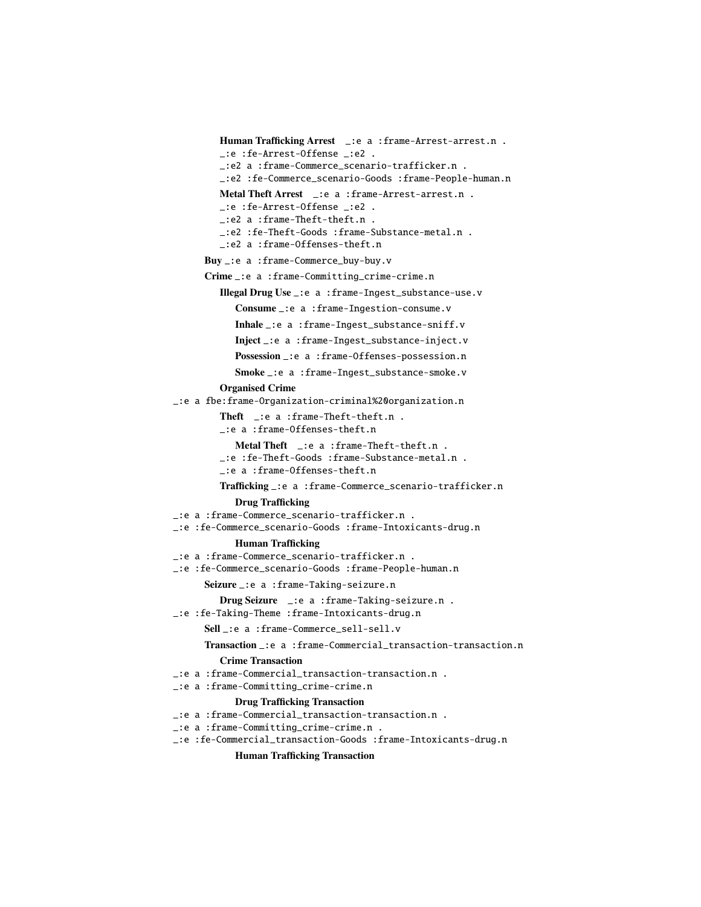**Human Trafficking Arrest** `_:e a :frame-Arrest-arrest.n .`
`_:e :fe-Arrest-Offense _:e2 .`
`_:e2 a :frame-Commerce_scenario-trafficker.n .`
`_:e2 :fe-Commerce_scenario-Goods :frame-People-human.n`

**Metal Theft Arrest** `_:e a :frame-Arrest-arrest.n .`
`_:e :fe-Arrest-Offense _:e2 .`
`_:e2 a :frame-Theft-theft.n .`
`_:e2 :fe-Theft-Goods :frame-Substance-metal.n .`
`_:e2 a :frame-Offenses-theft.n`

**Buy** `_:e a :frame-Commerce_buy-buy.v`

**Crime** `_:e a :frame-Committing_crime-crime.n`

**Illegal Drug Use** `_:e a :frame-Ingest_substance-use.v`

**Consume** `_:e a :frame-Ingestion-consume.v`

**Inhale** `_:e a :frame-Ingest_substance-sniff.v`

**Inject** `_:e a :frame-Ingest_substance-inject.v`

**Possession** `_:e a :frame-Offenses-possession.n`

**Smoke** `_:e a :frame-Ingest_substance-smoke.v`

**Organised Crime**
`_:e a fbe:frame-Organization-criminal%20organization.n`

**Theft** `_:e a :frame-Theft-theft.n .`
`_:e a :frame-Offenses-theft.n`

**Metal Theft** `_:e a :frame-Theft-theft.n .`
`_:e :fe-Theft-Goods :frame-Substance-metal.n .`
`_:e a :frame-Offenses-theft.n`

**Trafficking** `_:e a :frame-Commerce_scenario-trafficker.n`

**Drug Trafficking**
`_:e a :frame-Commerce_scenario-trafficker.n .`
`_:e :fe-Commerce_scenario-Goods :frame-Intoxicants-drug.n`

**Human Trafficking**
`_:e a :frame-Commerce_scenario-trafficker.n .`
`_:e :fe-Commerce_scenario-Goods :frame-People-human.n`

**Seizure** `_:e a :frame-Taking-seizure.n`

**Drug Seizure** `_:e a :frame-Taking-seizure.n .`
`_:e :fe-Taking-Theme :frame-Intoxicants-drug.n`

**Sell** `_:e a :frame-Commerce_sell-sell.v`

**Transaction** `_:e a :frame-Commercial_transaction-transaction.n`

**Crime Transaction**
`_:e a :frame-Commercial_transaction-transaction.n .`
`_:e a :frame-Committing_crime-crime.n`

**Drug Trafficking Transaction**
`_:e a :frame-Commercial_transaction-transaction.n .`
`_:e a :frame-Committing_crime-crime.n .`
`_:e :fe-Commercial_transaction-Goods :frame-Intoxicants-drug.n`

**Human Trafficking Transaction**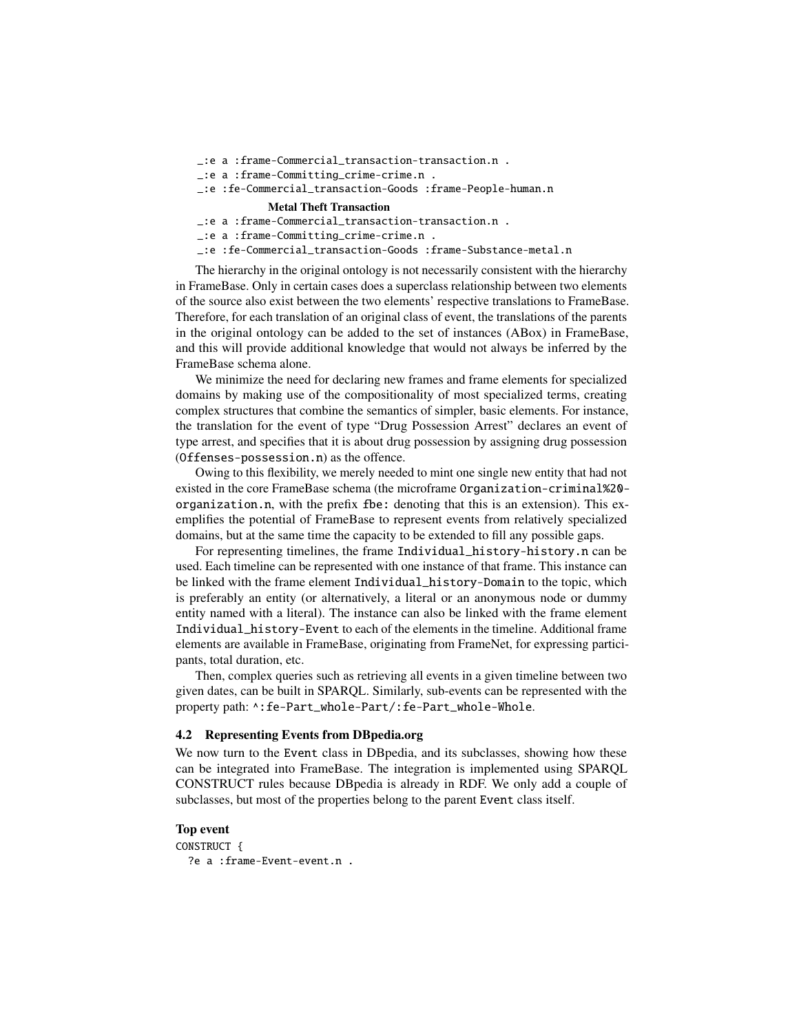```
_:e a :frame-Commercial_transaction-transaction.n .
_:e a :frame-Committing_crime-crime.n .
_:e :fe-Commercial_transaction-Goods :frame-People-human.n
```

**Metal Theft Transaction**

```
_:e a :frame-Commercial_transaction-transaction.n .
_:e a :frame-Committing_crime-crime.n .
_:e :fe-Commercial_transaction-Goods :frame-Substance-metal.n
```

The hierarchy in the original ontology is not necessarily consistent with the hierarchy in FrameBase. Only in certain cases does a superclass relationship between two elements of the source also exist between the two elements' respective translations to FrameBase. Therefore, for each translation of an original class of event, the translations of the parents in the original ontology can be added to the set of instances (ABox) in FrameBase, and this will provide additional knowledge that would not always be inferred by the FrameBase schema alone.

We minimize the need for declaring new frames and frame elements for specialized domains by making use of the compositionality of most specialized terms, creating complex structures that combine the semantics of simpler, basic elements. For instance, the translation for the event of type "Drug Possession Arrest" declares an event of type arrest, and specifies that it is about drug possession by assigning drug possession (`Offenses-possession.n`) as the offence.

Owing to this flexibility, we merely needed to mint one single new entity that had not existed in the core FrameBase schema (the microframe `Organization-criminal%20-organization.n`, with the prefix `fbe:` denoting that this is an extension). This exemplifies the potential of FrameBase to represent events from relatively specialized domains, but at the same time the capacity to be extended to fill any possible gaps.

For representing timelines, the frame `Individual_history-history.n` can be used. Each timeline can be represented with one instance of that frame. This instance can be linked with the frame element `Individual_history-Domain` to the topic, which is preferably an entity (or alternatively, a literal or an anonymous node or dummy entity named with a literal). The instance can also be linked with the frame element `Individual_history-Event` to each of the elements in the timeline. Additional frame elements are available in FrameBase, originating from FrameNet, for expressing participants, total duration, etc.

Then, complex queries such as retrieving all events in a given timeline between two given dates, can be built in SPARQL. Similarly, sub-events can be represented with the property path: `^:fe-Part_whole-Part/:fe-Part_whole-Whole`.

### 4.2 Representing Events from DBpedia.org

We now turn to the `Event` class in DBpedia, and its subclasses, showing how these can be integrated into FrameBase. The integration is implemented using SPARQL CONSTRUCT rules because DBpedia is already in RDF. We only add a couple of subclasses, but most of the properties belong to the parent `Event` class itself.

**Top event**

```
CONSTRUCT {
  ?e a :frame-Event-event.n .
```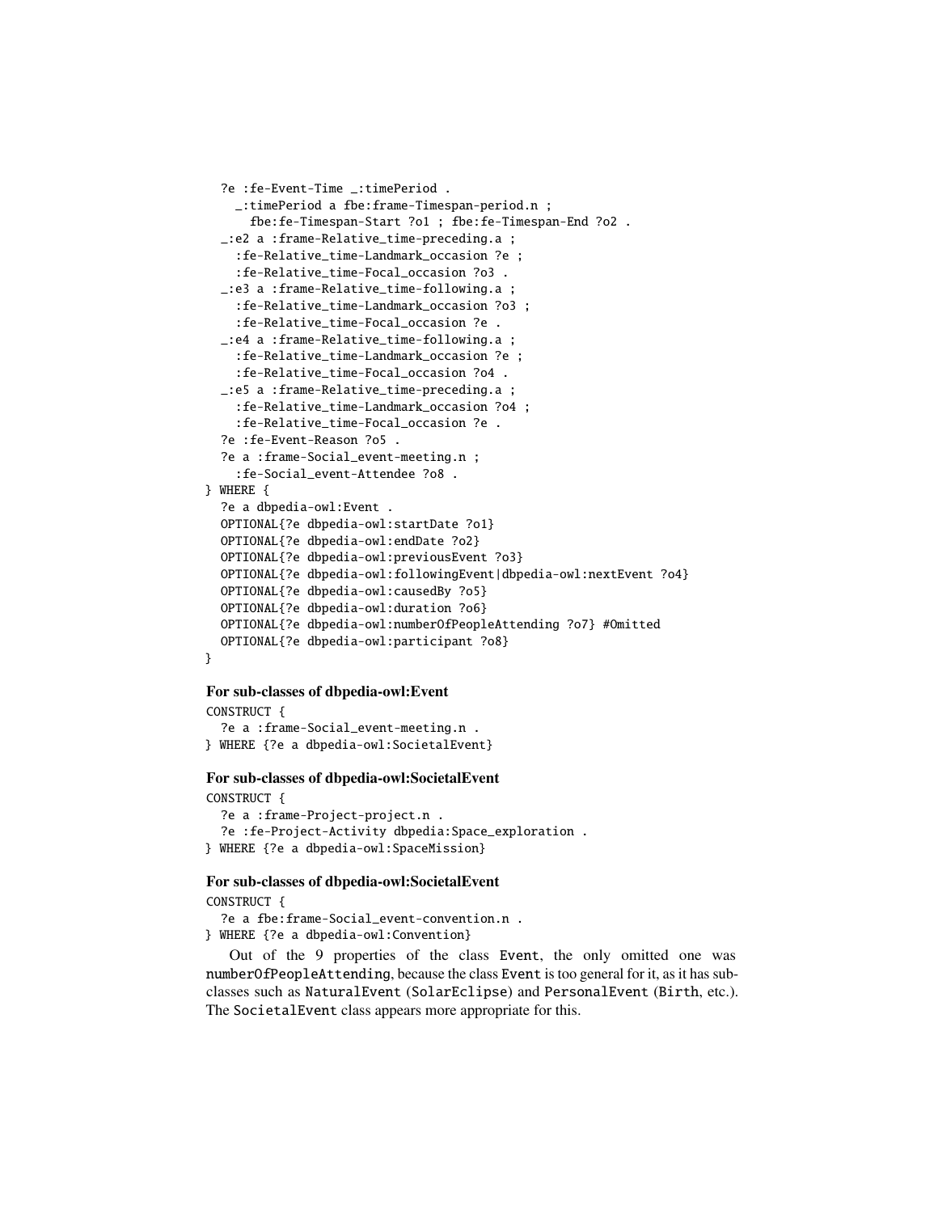```
  ?e :fe-Event-Time _:timePeriod .
    _:timePeriod a fbe:frame-Timespan-period.n ;
      fbe:fe-Timespan-Start ?o1 ; fbe:fe-Timespan-End ?o2 .
  _:e2 a :frame-Relative_time-preceding.a ;
    :fe-Relative_time-Landmark_occasion ?e ;
    :fe-Relative_time-Focal_occasion ?o3 .
  _:e3 a :frame-Relative_time-following.a ;
    :fe-Relative_time-Landmark_occasion ?o3 ;
    :fe-Relative_time-Focal_occasion ?e .
  _:e4 a :frame-Relative_time-following.a ;
    :fe-Relative_time-Landmark_occasion ?e ;
    :fe-Relative_time-Focal_occasion ?o4 .
  _:e5 a :frame-Relative_time-preceding.a ;
    :fe-Relative_time-Landmark_occasion ?o4 ;
    :fe-Relative_time-Focal_occasion ?e .
  ?e :fe-Event-Reason ?o5 .
  ?e a :frame-Social_event-meeting.n ;
    :fe-Social_event-Attendee ?o8 .
} WHERE {
  ?e a dbpedia-owl:Event .
  OPTIONAL{?e dbpedia-owl:startDate ?o1}
  OPTIONAL{?e dbpedia-owl:endDate ?o2}
  OPTIONAL{?e dbpedia-owl:previousEvent ?o3}
  OPTIONAL{?e dbpedia-owl:followingEvent|dbpedia-owl:nextEvent ?o4}
  OPTIONAL{?e dbpedia-owl:causedBy ?o5}
  OPTIONAL{?e dbpedia-owl:duration ?o6}
  OPTIONAL{?e dbpedia-owl:numberOfPeopleAttending ?o7} #Omitted
  OPTIONAL{?e dbpedia-owl:participant ?o8}
}
```

**For sub-classes of dbpedia-owl:Event**

```
CONSTRUCT {
  ?e a :frame-Social_event-meeting.n .
} WHERE {?e a dbpedia-owl:SocietalEvent}
```

**For sub-classes of dbpedia-owl:SocietalEvent**

```
CONSTRUCT {
  ?e a :frame-Project-project.n .
  ?e :fe-Project-Activity dbpedia:Space_exploration .
} WHERE {?e a dbpedia-owl:SpaceMission}
```

**For sub-classes of dbpedia-owl:SocietalEvent**

```
CONSTRUCT {
  ?e a fbe:frame-Social_event-convention.n .
} WHERE {?e a dbpedia-owl:Convention}
```

Out of the 9 properties of the class Event, the only omitted one was numberOfPeopleAttending, because the class Event is too general for it, as it has sub-classes such as NaturalEvent (SolarEclipse) and PersonalEvent (Birth, etc.). The SocietalEvent class appears more appropriate for this.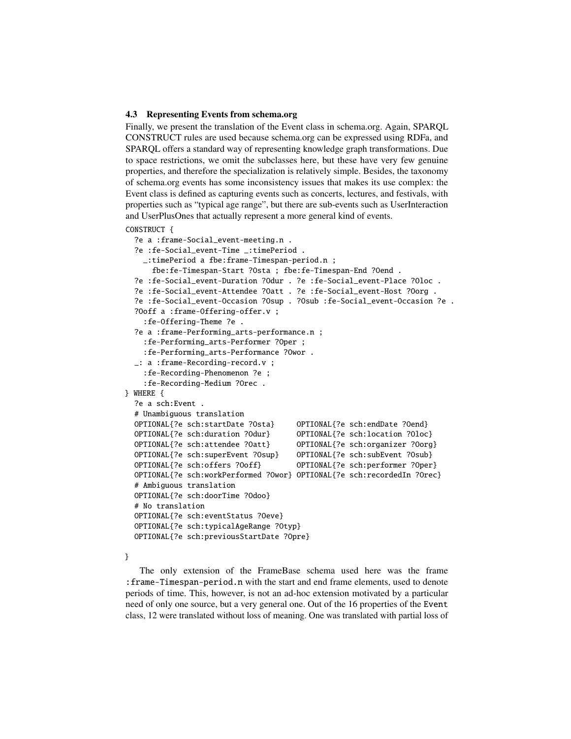### 4.3 Representing Events from schema.org

Finally, we present the translation of the Event class in schema.org. Again, SPARQL CONSTRUCT rules are used because schema.org can be expressed using RDFa, and SPARQL offers a standard way of representing knowledge graph transformations. Due to space restrictions, we omit the subclasses here, but these have very few genuine properties, and therefore the specialization is relatively simple. Besides, the taxonomy of schema.org events has some inconsistency issues that makes its use complex: the Event class is defined as capturing events such as concerts, lectures, and festivals, with properties such as "typical age range", but there are sub-events such as UserInteraction and UserPlusOnes that actually represent a more general kind of events.

```
CONSTRUCT {
  ?e a :frame-Social_event-meeting.n .
  ?e :fe-Social_event-Time _:timePeriod .
    _:timePeriod a fbe:frame-Timespan-period.n ;
      fbe:fe-Timespan-Start ?Osta ; fbe:fe-Timespan-End ?Oend .
  ?e :fe-Social_event-Duration ?Odur . ?e :fe-Social_event-Place ?Oloc .
  ?e :fe-Social_event-Attendee ?Oatt . ?e :fe-Social_event-Host ?Oorg .
  ?e :fe-Social_event-Occasion ?Osup . ?Osub :fe-Social_event-Occasion ?e .
  ?Ooff a :frame-Offering-offer.v ;
    :fe-Offering-Theme ?e .
  ?e a :frame-Performing_arts-performance.n ;
    :fe-Performing_arts-Performer ?Oper ;
    :fe-Performing_arts-Performance ?Owor .
  _: a :frame-Recording-record.v ;
    :fe-Recording-Phenomenon ?e ;
    :fe-Recording-Medium ?Orec .
} WHERE {
  ?e a sch:Event .
  # Unambiguous translation
  OPTIONAL{?e sch:startDate ?Osta}     OPTIONAL{?e sch:endDate ?Oend}
  OPTIONAL{?e sch:duration ?Odur}      OPTIONAL{?e sch:location ?Oloc}
  OPTIONAL{?e sch:attendee ?Oatt}      OPTIONAL{?e sch:organizer ?Oorg}
  OPTIONAL{?e sch:superEvent ?Osup}    OPTIONAL{?e sch:subEvent ?Osub}
  OPTIONAL{?e sch:offers ?Ooff}        OPTIONAL{?e sch:performer ?Oper}
  OPTIONAL{?e sch:workPerformed ?Owor} OPTIONAL{?e sch:recordedIn ?Orec}
  # Ambiguous translation
  OPTIONAL{?e sch:doorTime ?Odoo}
  # No translation
  OPTIONAL{?e sch:eventStatus ?Oeve}
  OPTIONAL{?e sch:typicalAgeRange ?Otyp}
  OPTIONAL{?e sch:previousStartDate ?Opre}

}
```

The only extension of the FrameBase schema used here was the frame `:frame-Timespan-period.n` with the start and end frame elements, used to denote periods of time. This, however, is not an ad-hoc extension motivated by a particular need of only one source, but a very general one. Out of the 16 properties of the `Event` class, 12 were translated without loss of meaning. One was translated with partial loss of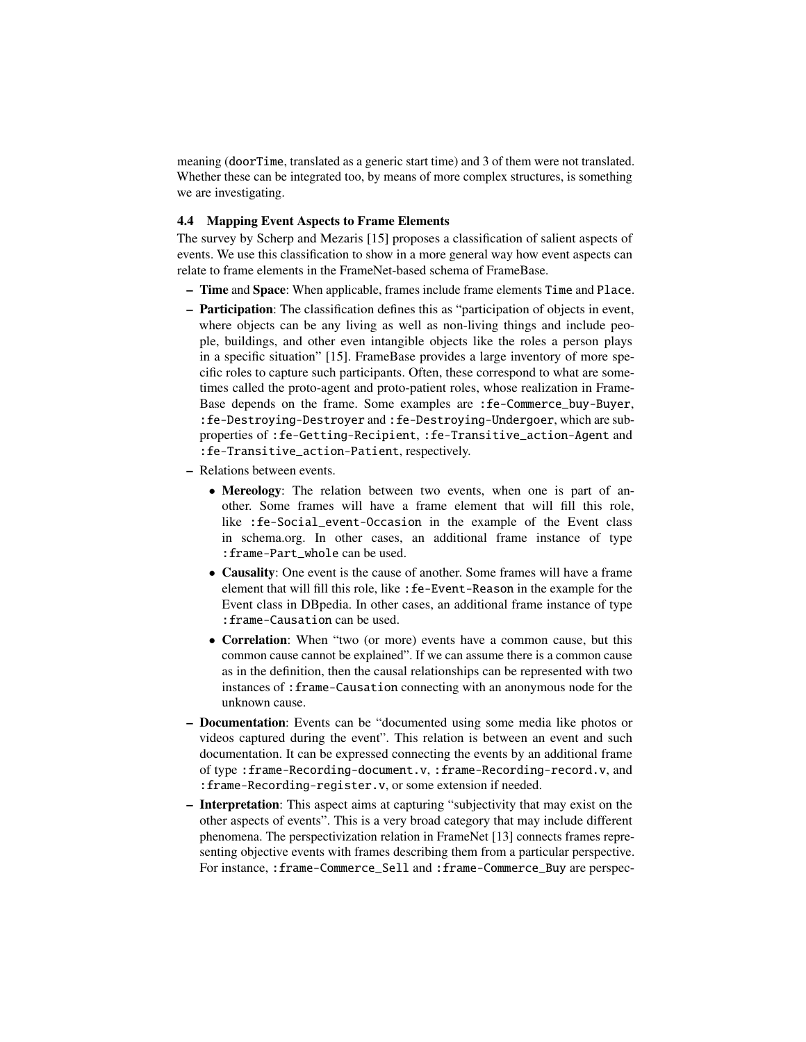meaning (doorTime, translated as a generic start time) and 3 of them were not translated. Whether these can be integrated too, by means of more complex structures, is something we are investigating.

### 4.4 Mapping Event Aspects to Frame Elements

The survey by Scherp and Mezaris [15] proposes a classification of salient aspects of events. We use this classification to show in a more general way how event aspects can relate to frame elements in the FrameNet-based schema of FrameBase.

- **Time** and **Space**: When applicable, frames include frame elements Time and Place.
- **Participation**: The classification defines this as "participation of objects in event, where objects can be any living as well as non-living things and include people, buildings, and other even intangible objects like the roles a person plays in a specific situation" [15]. FrameBase provides a large inventory of more specific roles to capture such participants. Often, these correspond to what are sometimes called the proto-agent and proto-patient roles, whose realization in FrameBase depends on the frame. Some examples are :fe-Commerce_buy-Buyer, :fe-Destroying-Destroyer and :fe-Destroying-Undergoer, which are subproperties of :fe-Getting-Recipient, :fe-Transitive_action-Agent and :fe-Transitive_action-Patient, respectively.
- Relations between events.
  - **Mereology**: The relation between two events, when one is part of another. Some frames will have a frame element that will fill this role, like :fe-Social_event-Occasion in the example of the Event class in schema.org. In other cases, an additional frame instance of type :frame-Part_whole can be used.
  - **Causality**: One event is the cause of another. Some frames will have a frame element that will fill this role, like :fe-Event-Reason in the example for the Event class in DBpedia. In other cases, an additional frame instance of type :frame-Causation can be used.
  - **Correlation**: When "two (or more) events have a common cause, but this common cause cannot be explained". If we can assume there is a common cause as in the definition, then the causal relationships can be represented with two instances of :frame-Causation connecting with an anonymous node for the unknown cause.
- **Documentation**: Events can be "documented using some media like photos or videos captured during the event". This relation is between an event and such documentation. It can be expressed connecting the events by an additional frame of type :frame-Recording-document.v, :frame-Recording-record.v, and :frame-Recording-register.v, or some extension if needed.
- **Interpretation**: This aspect aims at capturing "subjectivity that may exist on the other aspects of events". This is a very broad category that may include different phenomena. The perspectivization relation in FrameNet [13] connects frames representing objective events with frames describing them from a particular perspective. For instance, :frame-Commerce_Sell and :frame-Commerce_Buy are perspec-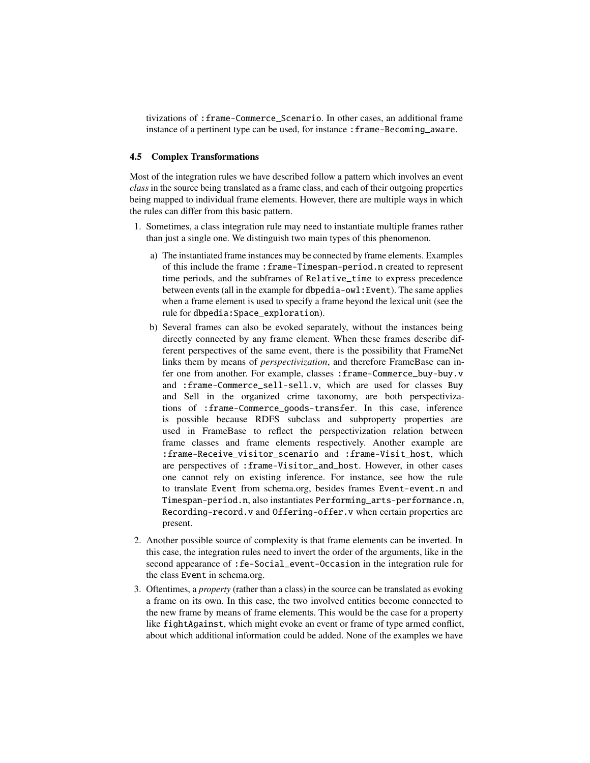tivizations of :frame-Commerce_Scenario. In other cases, an additional frame instance of a pertinent type can be used, for instance :frame-Becoming_aware.

### 4.5 Complex Transformations

Most of the integration rules we have described follow a pattern which involves an event *class* in the source being translated as a frame class, and each of their outgoing properties being mapped to individual frame elements. However, there are multiple ways in which the rules can differ from this basic pattern.

1. Sometimes, a class integration rule may need to instantiate multiple frames rather than just a single one. We distinguish two main types of this phenomenon.
   a) The instantiated frame instances may be connected by frame elements. Examples of this include the frame :frame-Timespan-period.n created to represent time periods, and the subframes of Relative_time to express precedence between events (all in the example for dbpedia-owl:Event). The same applies when a frame element is used to specify a frame beyond the lexical unit (see the rule for dbpedia:Space_exploration).
   b) Several frames can also be evoked separately, without the instances being directly connected by any frame element. When these frames describe different perspectives of the same event, there is the possibility that FrameNet links them by means of *perspectivization*, and therefore FrameBase can infer one from another. For example, classes :frame-Commerce_buy-buy.v and :frame-Commerce_sell-sell.v, which are used for classes Buy and Sell in the organized crime taxonomy, are both perspectivizations of :frame-Commerce_goods-transfer. In this case, inference is possible because RDFS subclass and subproperty properties are used in FrameBase to reflect the perspectivization relation between frame classes and frame elements respectively. Another example are :frame-Receive_visitor_scenario and :frame-Visit_host, which are perspectives of :frame-Visitor_and_host. However, in other cases one cannot rely on existing inference. For instance, see how the rule to translate Event from schema.org, besides frames Event-event.n and Timespan-period.n, also instantiates Performing_arts-performance.n, Recording-record.v and Offering-offer.v when certain properties are present.
2. Another possible source of complexity is that frame elements can be inverted. In this case, the integration rules need to invert the order of the arguments, like in the second appearance of :fe-Social_event-Occasion in the integration rule for the class Event in schema.org.
3. Oftentimes, a *property* (rather than a class) in the source can be translated as evoking a frame on its own. In this case, the two involved entities become connected to the new frame by means of frame elements. This would be the case for a property like fightAgainst, which might evoke an event or frame of type armed conflict, about which additional information could be added. None of the examples we have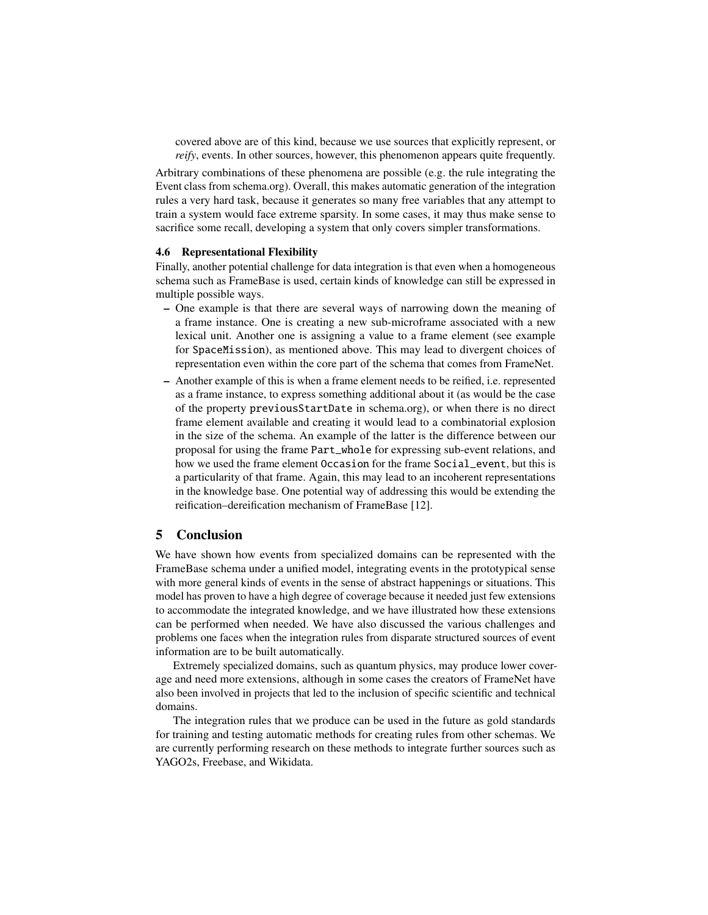covered above are of this kind, because we use sources that explicitly represent, or *reify*, events. In other sources, however, this phenomenon appears quite frequently.

Arbitrary combinations of these phenomena are possible (e.g. the rule integrating the Event class from schema.org). Overall, this makes automatic generation of the integration rules a very hard task, because it generates so many free variables that any attempt to train a system would face extreme sparsity. In some cases, it may thus make sense to sacrifice some recall, developing a system that only covers simpler transformations.

### 4.6 Representational Flexibility

Finally, another potential challenge for data integration is that even when a homogeneous schema such as FrameBase is used, certain kinds of knowledge can still be expressed in multiple possible ways.

- One example is that there are several ways of narrowing down the meaning of a frame instance. One is creating a new sub-microframe associated with a new lexical unit. Another one is assigning a value to a frame element (see example for `SpaceMission`), as mentioned above. This may lead to divergent choices of representation even within the core part of the schema that comes from FrameNet.
- Another example of this is when a frame element needs to be reified, i.e. represented as a frame instance, to express something additional about it (as would be the case of the property `previousStartDate` in schema.org), or when there is no direct frame element available and creating it would lead to a combinatorial explosion in the size of the schema. An example of the latter is the difference between our proposal for using the frame `Part_whole` for expressing sub-event relations, and how we used the frame element `Occasion` for the frame `Social_event`, but this is a particularity of that frame. Again, this may lead to an incoherent representations in the knowledge base. One potential way of addressing this would be extending the reification–dereification mechanism of FrameBase [12].

## 5 Conclusion

We have shown how events from specialized domains can be represented with the FrameBase schema under a unified model, integrating events in the prototypical sense with more general kinds of events in the sense of abstract happenings or situations. This model has proven to have a high degree of coverage because it needed just few extensions to accommodate the integrated knowledge, and we have illustrated how these extensions can be performed when needed. We have also discussed the various challenges and problems one faces when the integration rules from disparate structured sources of event information are to be built automatically.

Extremely specialized domains, such as quantum physics, may produce lower coverage and need more extensions, although in some cases the creators of FrameNet have also been involved in projects that led to the inclusion of specific scientific and technical domains.

The integration rules that we produce can be used in the future as gold standards for training and testing automatic methods for creating rules from other schemas. We are currently performing research on these methods to integrate further sources such as YAGO2s, Freebase, and Wikidata.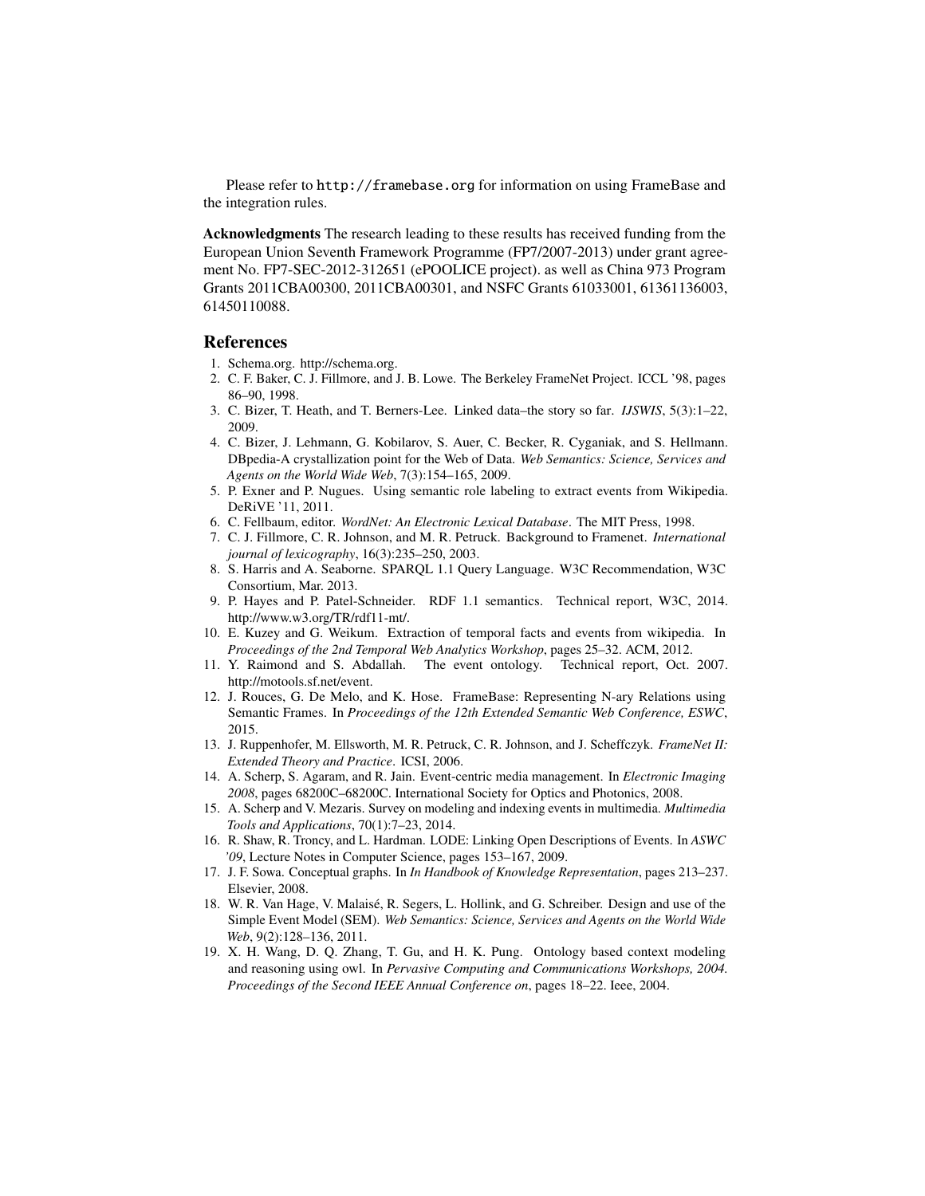Please refer to http://framebase.org for information on using FrameBase and the integration rules.

**Acknowledgments** The research leading to these results has received funding from the European Union Seventh Framework Programme (FP7/2007-2013) under grant agreement No. FP7-SEC-2012-312651 (ePOOLICE project). as well as China 973 Program Grants 2011CBA00300, 2011CBA00301, and NSFC Grants 61033001, 61361136003, 61450110088.

## References

1. Schema.org. http://schema.org.
2. C. F. Baker, C. J. Fillmore, and J. B. Lowe. The Berkeley FrameNet Project. ICCL '98, pages 86–90, 1998.
3. C. Bizer, T. Heath, and T. Berners-Lee. Linked data–the story so far. *IJSWIS*, 5(3):1–22, 2009.
4. C. Bizer, J. Lehmann, G. Kobilarov, S. Auer, C. Becker, R. Cyganiak, and S. Hellmann. DBpedia-A crystallization point for the Web of Data. *Web Semantics: Science, Services and Agents on the World Wide Web*, 7(3):154–165, 2009.
5. P. Exner and P. Nugues. Using semantic role labeling to extract events from Wikipedia. DeRiVE '11, 2011.
6. C. Fellbaum, editor. *WordNet: An Electronic Lexical Database*. The MIT Press, 1998.
7. C. J. Fillmore, C. R. Johnson, and M. R. Petruck. Background to Framenet. *International journal of lexicography*, 16(3):235–250, 2003.
8. S. Harris and A. Seaborne. SPARQL 1.1 Query Language. W3C Recommendation, W3C Consortium, Mar. 2013.
9. P. Hayes and P. Patel-Schneider. RDF 1.1 semantics. Technical report, W3C, 2014. http://www.w3.org/TR/rdf11-mt/.
10. E. Kuzey and G. Weikum. Extraction of temporal facts and events from wikipedia. In *Proceedings of the 2nd Temporal Web Analytics Workshop*, pages 25–32. ACM, 2012.
11. Y. Raimond and S. Abdallah. The event ontology. Technical report, Oct. 2007. http://motools.sf.net/event.
12. J. Rouces, G. De Melo, and K. Hose. FrameBase: Representing N-ary Relations using Semantic Frames. In *Proceedings of the 12th Extended Semantic Web Conference, ESWC*, 2015.
13. J. Ruppenhofer, M. Ellsworth, M. R. Petruck, C. R. Johnson, and J. Scheffczyk. *FrameNet II: Extended Theory and Practice*. ICSI, 2006.
14. A. Scherp, S. Agaram, and R. Jain. Event-centric media management. In *Electronic Imaging 2008*, pages 68200C–68200C. International Society for Optics and Photonics, 2008.
15. A. Scherp and V. Mezaris. Survey on modeling and indexing events in multimedia. *Multimedia Tools and Applications*, 70(1):7–23, 2014.
16. R. Shaw, R. Troncy, and L. Hardman. LODE: Linking Open Descriptions of Events. In *ASWC '09*, Lecture Notes in Computer Science, pages 153–167, 2009.
17. J. F. Sowa. Conceptual graphs. In *In Handbook of Knowledge Representation*, pages 213–237. Elsevier, 2008.
18. W. R. Van Hage, V. Malaisé, R. Segers, L. Hollink, and G. Schreiber. Design and use of the Simple Event Model (SEM). *Web Semantics: Science, Services and Agents on the World Wide Web*, 9(2):128–136, 2011.
19. X. H. Wang, D. Q. Zhang, T. Gu, and H. K. Pung. Ontology based context modeling and reasoning using owl. In *Pervasive Computing and Communications Workshops, 2004. Proceedings of the Second IEEE Annual Conference on*, pages 18–22. Ieee, 2004.